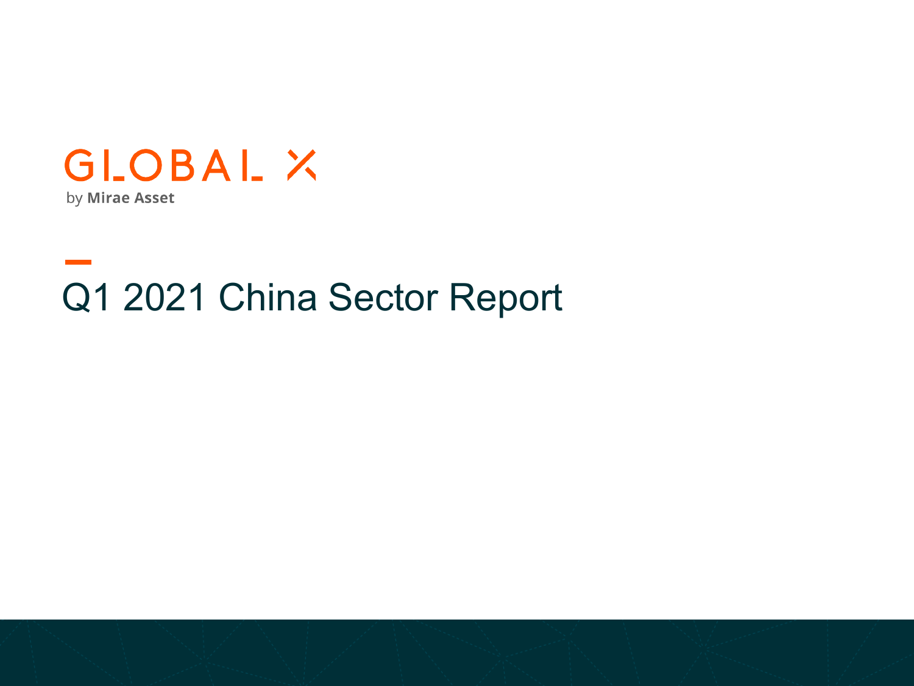GLOBAL X

by Mirae Asset

# Q1 2021 China Sector Report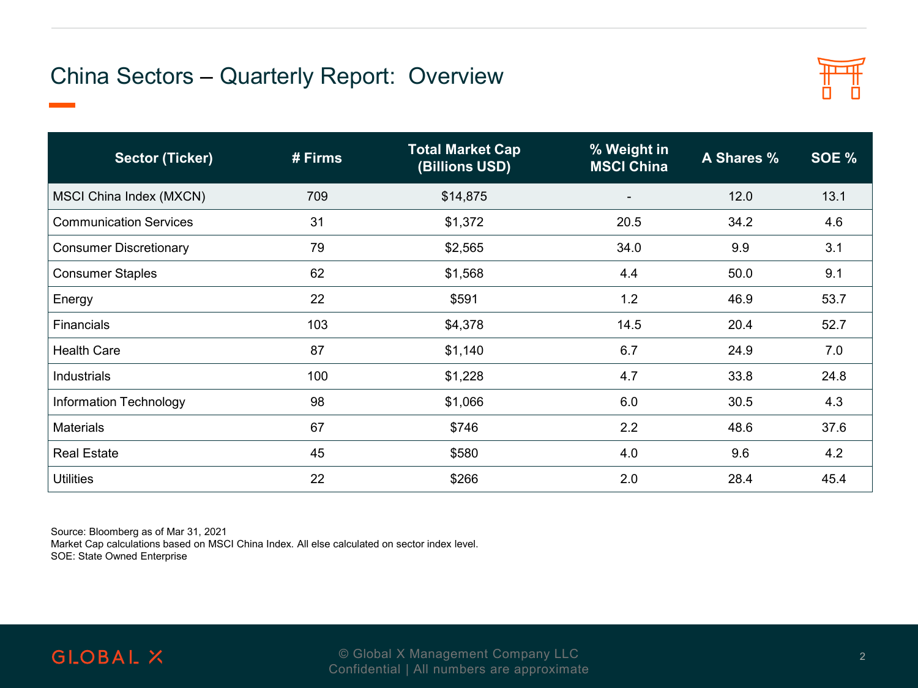# China Sectors – Quarterly Report: Overview

| Sector (Ticker) | # Firms | Total Market Cap (Billions USD) | % Weight in MSCI China | A Shares % | SOE % |
|---|---|---|---|---|---|
| MSCI China Index (MXCN) | 709 | $14,875 | - | 12.0 | 13.1 |
| Communication Services | 31 | $1,372 | 20.5 | 34.2 | 4.6 |
| Consumer Discretionary | 79 | $2,565 | 34.0 | 9.9 | 3.1 |
| Consumer Staples | 62 | $1,568 | 4.4 | 50.0 | 9.1 |
| Energy | 22 | $591 | 1.2 | 46.9 | 53.7 |
| Financials | 103 | $4,378 | 14.5 | 20.4 | 52.7 |
| Health Care | 87 | $1,140 | 6.7 | 24.9 | 7.0 |
| Industrials | 100 | $1,228 | 4.7 | 33.8 | 24.8 |
| Information Technology | 98 | $1,066 | 6.0 | 30.5 | 4.3 |
| Materials | 67 | $746 | 2.2 | 48.6 | 37.6 |
| Real Estate | 45 | $580 | 4.0 | 9.6 | 4.2 |
| Utilities | 22 | $266 | 2.0 | 28.4 | 45.4 |

Source: Bloomberg as of Mar 31, 2021
Market Cap calculations based on MSCI China Index. All else calculated on sector index level.
SOE: State Owned Enterprise

© Global X Management Company LLC
Confidential | All numbers are approximate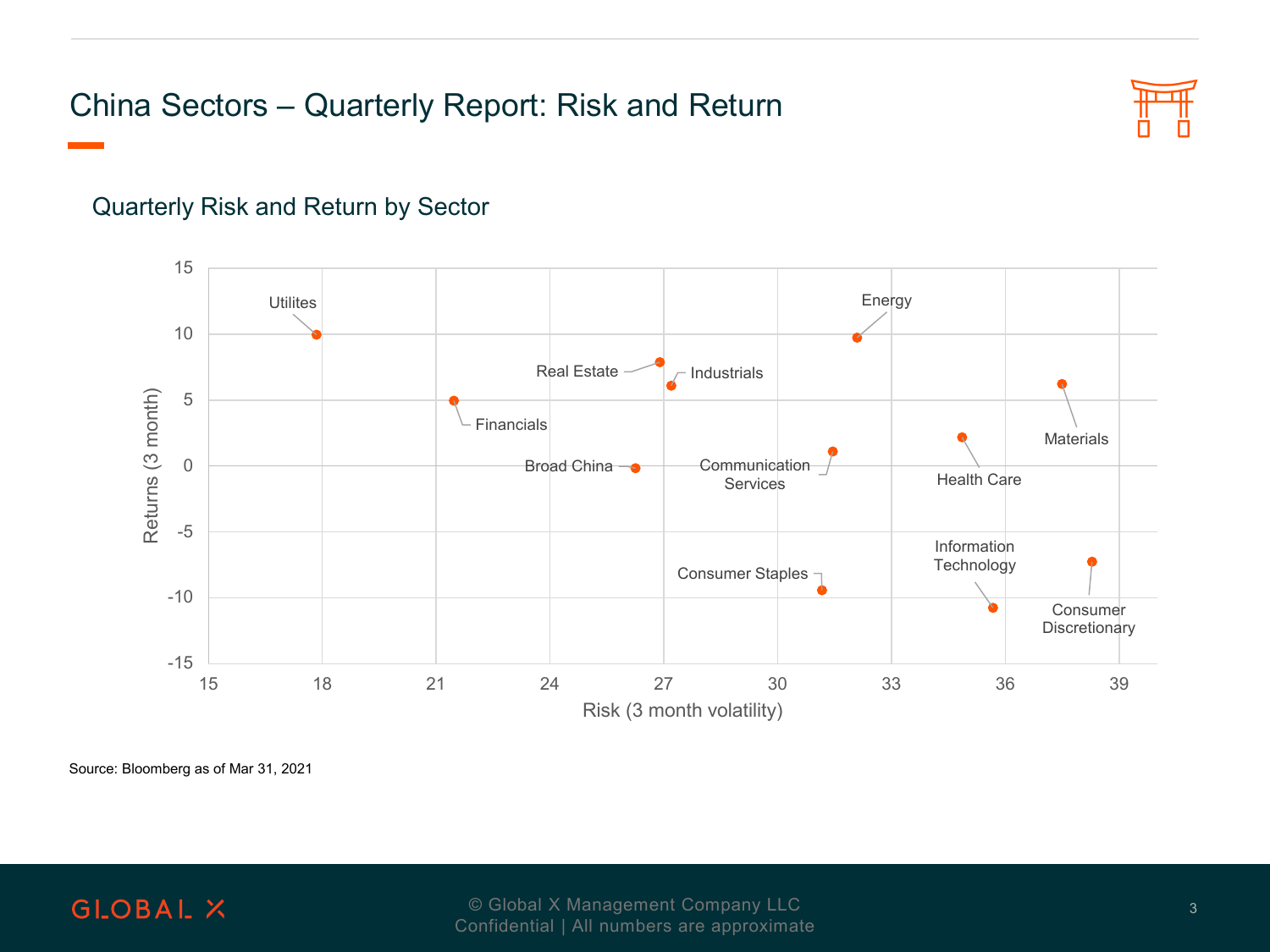# China Sectors – Quarterly Report: Risk and Return

## Quarterly Risk and Return by Sector

Returns (3 month) vs. Risk (3 month volatility)

| Sector | Risk (3 month volatility) | Returns (3 month) |
|---|---|---|
| Utilites | 17.9 | 10.0 |
| Financials | 21.5 | 5.0 |
| Broad China | 26.3 | -0.2 |
| Real Estate | 26.9 | 7.9 |
| Industrials | 27.2 | 6.1 |
| Consumer Staples | 31.2 | -9.4 |
| Communication Services | 31.5 | 1.1 |
| Energy | 32.1 | 9.8 |
| Health Care | 34.9 | 2.2 |
| Information Technology | 35.7 | -10.7 |
| Materials | 37.5 | 6.3 |
| Consumer Discretionary | 38.3 | -7.3 |

Source: Bloomberg as of Mar 31, 2021

© Global X Management Company LLC
Confidential | All numbers are approximate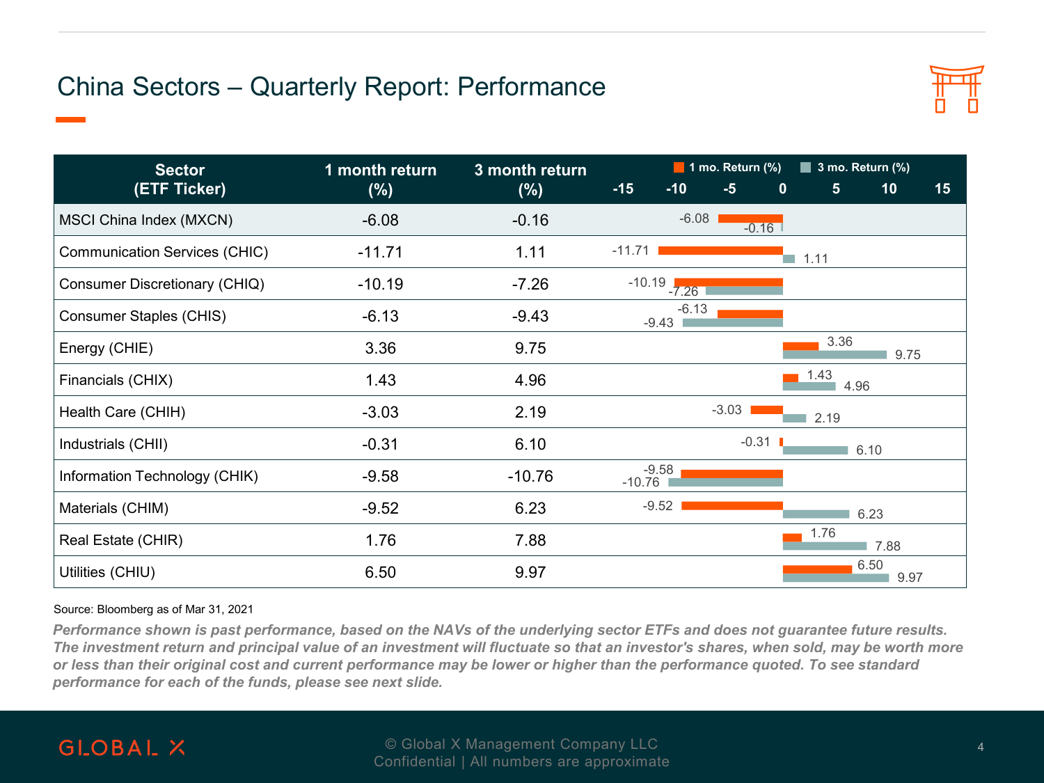# China Sectors – Quarterly Report: Performance

| Sector (ETF Ticker) | 1 month return (%) | 3 month return (%) |
|---|---|---|
| MSCI China Index (MXCN) | -6.08 | -0.16 |
| Communication Services (CHIC) | -11.71 | 1.11 |
| Consumer Discretionary (CHIQ) | -10.19 | -7.26 |
| Consumer Staples (CHIS) | -6.13 | -9.43 |
| Energy (CHIE) | 3.36 | 9.75 |
| Financials (CHIX) | 1.43 | 4.96 |
| Health Care (CHIH) | -3.03 | 2.19 |
| Industrials (CHII) | -0.31 | 6.10 |
| Information Technology (CHIK) | -9.58 | -10.76 |
| Materials (CHIM) | -9.52 | 6.23 |
| Real Estate (CHIR) | 1.76 | 7.88 |
| Utilities (CHIU) | 6.50 | 9.97 |

Source: Bloomberg as of Mar 31, 2021

***Performance shown is past performance, based on the NAVs of the underlying sector ETFs and does not guarantee future results. The investment return and principal value of an investment will fluctuate so that an investor's shares, when sold, may be worth more or less than their original cost and current performance may be lower or higher than the performance quoted. To see standard performance for each of the funds, please see next slide.***

© Global X Management Company LLC
Confidential | All numbers are approximate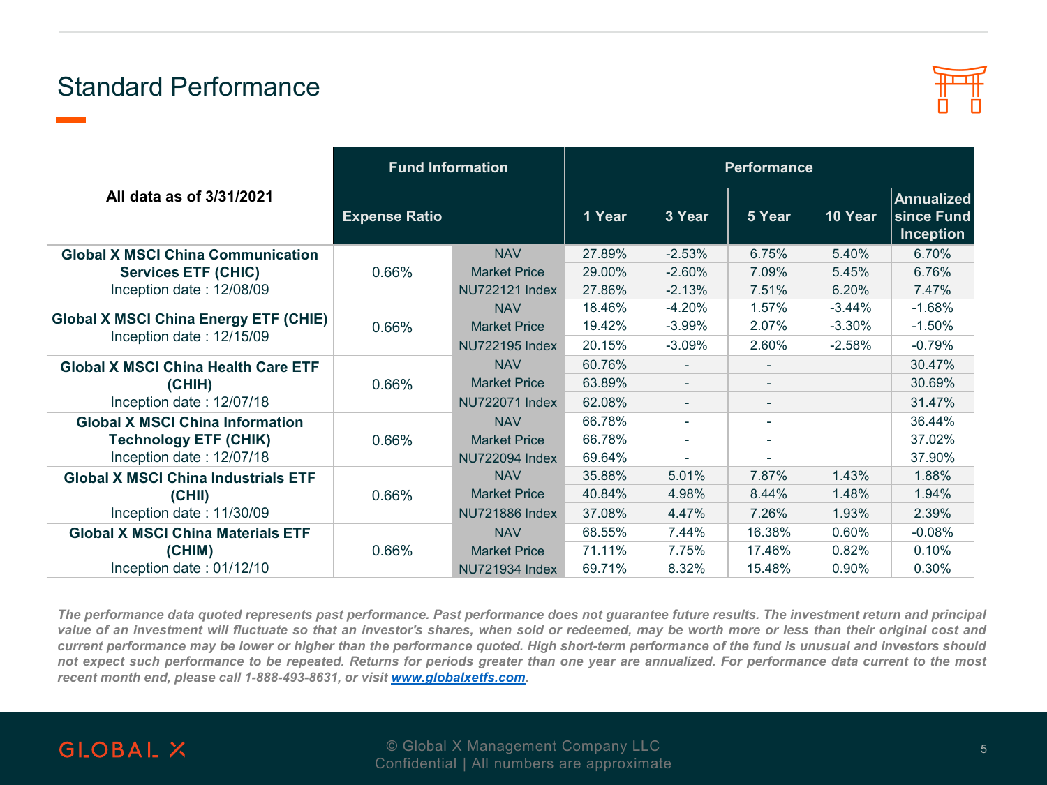# Standard Performance

| All data as of 3/31/2021 | Fund Information | | Performance | | | | |
|---|---|---|---|---|---|---|---|
| | Expense Ratio | | 1 Year | 3 Year | 5 Year | 10 Year | Annualized since Fund Inception |
| **Global X MSCI China Communication Services ETF (CHIC)** Inception date : 12/08/09 | 0.66% | NAV | 27.89% | -2.53% | 6.75% | 5.40% | 6.70% |
| | | Market Price | 29.00% | -2.60% | 7.09% | 5.45% | 6.76% |
| | | NU722121 Index | 27.86% | -2.13% | 7.51% | 6.20% | 7.47% |
| **Global X MSCI China Energy ETF (CHIE)** Inception date : 12/15/09 | 0.66% | NAV | 18.46% | -4.20% | 1.57% | -3.44% | -1.68% |
| | | Market Price | 19.42% | -3.99% | 2.07% | -3.30% | -1.50% |
| | | NU722195 Index | 20.15% | -3.09% | 2.60% | -2.58% | -0.79% |
| **Global X MSCI China Health Care ETF (CHIH)** Inception date : 12/07/18 | 0.66% | NAV | 60.76% | - | - | | 30.47% |
| | | Market Price | 63.89% | - | - | | 30.69% |
| | | NU722071 Index | 62.08% | - | - | | 31.47% |
| **Global X MSCI China Information Technology ETF (CHIK)** Inception date : 12/07/18 | 0.66% | NAV | 66.78% | - | - | | 36.44% |
| | | Market Price | 66.78% | - | - | | 37.02% |
| | | NU722094 Index | 69.64% | - | - | | 37.90% |
| **Global X MSCI China Industrials ETF (CHII)** Inception date : 11/30/09 | 0.66% | NAV | 35.88% | 5.01% | 7.87% | 1.43% | 1.88% |
| | | Market Price | 40.84% | 4.98% | 8.44% | 1.48% | 1.94% |
| | | NU721886 Index | 37.08% | 4.47% | 7.26% | 1.93% | 2.39% |
| **Global X MSCI China Materials ETF (CHIM)** Inception date : 01/12/10 | 0.66% | NAV | 68.55% | 7.44% | 16.38% | 0.60% | -0.08% |
| | | Market Price | 71.11% | 7.75% | 17.46% | 0.82% | 0.10% |
| | | NU721934 Index | 69.71% | 8.32% | 15.48% | 0.90% | 0.30% |

*The performance data quoted represents past performance. Past performance does not guarantee future results. The investment return and principal value of an investment will fluctuate so that an investor's shares, when sold or redeemed, may be worth more or less than their original cost and current performance may be lower or higher than the performance quoted. High short-term performance of the fund is unusual and investors should not expect such performance to be repeated. Returns for periods greater than one year are annualized. For performance data current to the most recent month end, please call 1-888-493-8631, or visit www.globalxetfs.com.*

GLOBAL X

© Global X Management Company LLC
Confidential | All numbers are approximate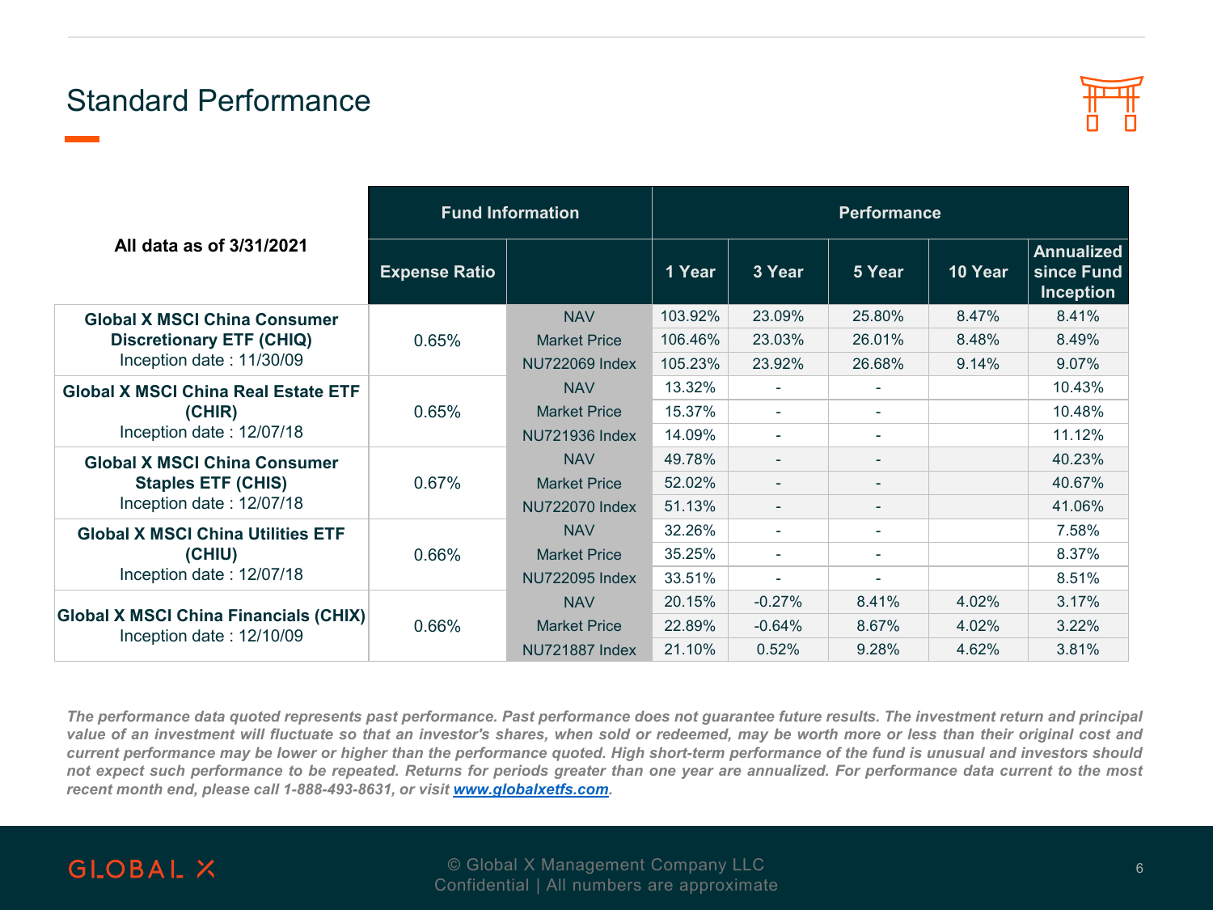# Standard Performance

| All data as of 3/31/2021 | Fund Information | | Performance | | | | |
|---|---|---|---|---|---|---|---|
| | Expense Ratio | | 1 Year | 3 Year | 5 Year | 10 Year | Annualized since Fund Inception |
| **Global X MSCI China Consumer Discretionary ETF (CHIQ)** Inception date : 11/30/09 | 0.65% | NAV | 103.92% | 23.09% | 25.80% | 8.47% | 8.41% |
| | | Market Price | 106.46% | 23.03% | 26.01% | 8.48% | 8.49% |
| | | NU722069 Index | 105.23% | 23.92% | 26.68% | 9.14% | 9.07% |
| **Global X MSCI China Real Estate ETF (CHIR)** Inception date : 12/07/18 | 0.65% | NAV | 13.32% | - | - | | 10.43% |
| | | Market Price | 15.37% | - | - | | 10.48% |
| | | NU721936 Index | 14.09% | - | - | | 11.12% |
| **Global X MSCI China Consumer Staples ETF (CHIS)** Inception date : 12/07/18 | 0.67% | NAV | 49.78% | - | - | | 40.23% |
| | | Market Price | 52.02% | - | - | | 40.67% |
| | | NU722070 Index | 51.13% | - | - | | 41.06% |
| **Global X MSCI China Utilities ETF (CHIU)** Inception date : 12/07/18 | 0.66% | NAV | 32.26% | - | - | | 7.58% |
| | | Market Price | 35.25% | - | - | | 8.37% |
| | | NU722095 Index | 33.51% | - | - | | 8.51% |
| **Global X MSCI China Financials (CHIX)** Inception date : 12/10/09 | 0.66% | NAV | 20.15% | -0.27% | 8.41% | 4.02% | 3.17% |
| | | Market Price | 22.89% | -0.64% | 8.67% | 4.02% | 3.22% |
| | | NU721887 Index | 21.10% | 0.52% | 9.28% | 4.62% | 3.81% |

*The performance data quoted represents past performance. Past performance does not guarantee future results. The investment return and principal value of an investment will fluctuate so that an investor's shares, when sold or redeemed, may be worth more or less than their original cost and current performance may be lower or higher than the performance quoted. High short-term performance of the fund is unusual and investors should not expect such performance to be repeated. Returns for periods greater than one year are annualized. For performance data current to the most recent month end, please call 1-888-493-8631, or visit [www.globalxetfs.com](http://www.globalxetfs.com).*

© Global X Management Company LLC
Confidential | All numbers are approximate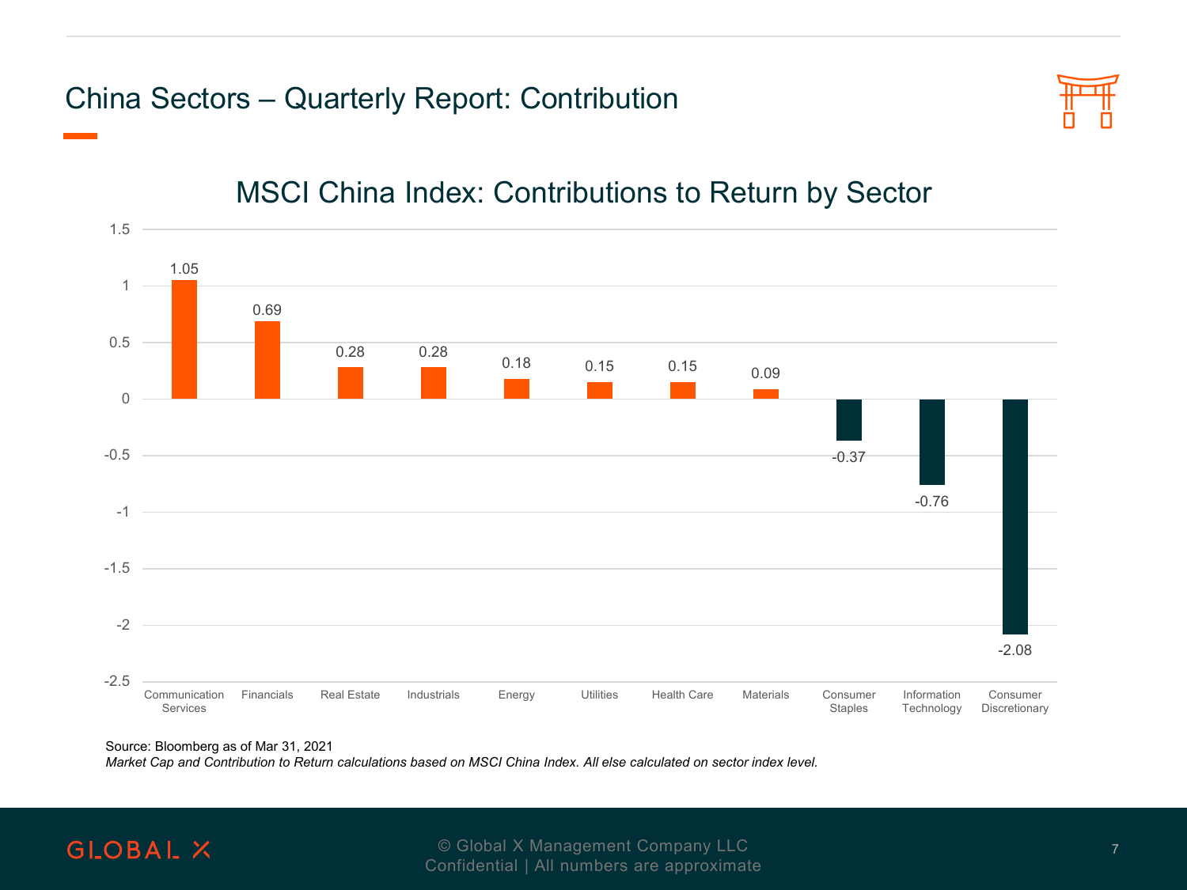# China Sectors – Quarterly Report: Contribution

## MSCI China Index: Contributions to Return by Sector

| Sector | Contribution |
| --- | --- |
| Communication Services | 1.05 |
| Financials | 0.69 |
| Real Estate | 0.28 |
| Industrials | 0.28 |
| Energy | 0.18 |
| Utilities | 0.15 |
| Health Care | 0.15 |
| Materials | 0.09 |
| Consumer Staples | -0.37 |
| Information Technology | -0.76 |
| Consumer Discretionary | -2.08 |

Source: Bloomberg as of Mar 31, 2021

*Market Cap and Contribution to Return calculations based on MSCI China Index. All else calculated on sector index level.*

GLOBAL X

© Global X Management Company LLC
Confidential | All numbers are approximate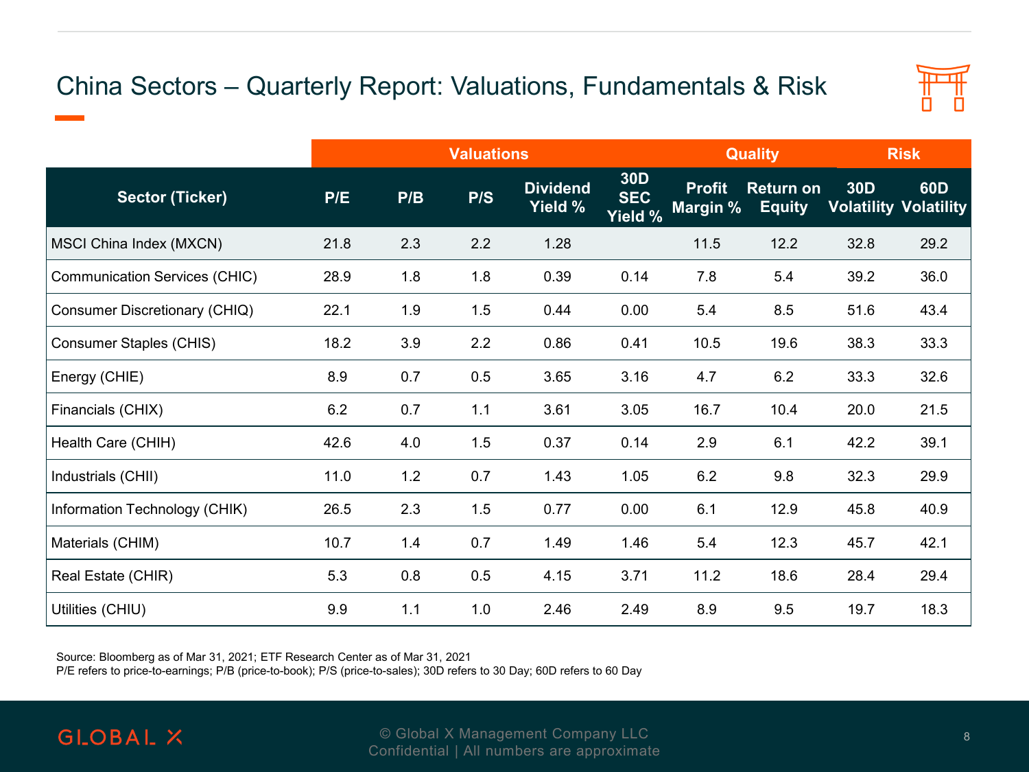# China Sectors – Quarterly Report: Valuations, Fundamentals & Risk

| | Valuations | | | | | Quality | | Risk | |
|---|---|---|---|---|---|---|---|---|---|
| Sector (Ticker) | P/E | P/B | P/S | Dividend Yield % | 30D SEC Yield % | Profit Margin % | Return on Equity | 30D Volatility | 60D Volatility |
| MSCI China Index (MXCN) | 21.8 | 2.3 | 2.2 | 1.28 | | 11.5 | 12.2 | 32.8 | 29.2 |
| Communication Services (CHIC) | 28.9 | 1.8 | 1.8 | 0.39 | 0.14 | 7.8 | 5.4 | 39.2 | 36.0 |
| Consumer Discretionary (CHIQ) | 22.1 | 1.9 | 1.5 | 0.44 | 0.00 | 5.4 | 8.5 | 51.6 | 43.4 |
| Consumer Staples (CHIS) | 18.2 | 3.9 | 2.2 | 0.86 | 0.41 | 10.5 | 19.6 | 38.3 | 33.3 |
| Energy (CHIE) | 8.9 | 0.7 | 0.5 | 3.65 | 3.16 | 4.7 | 6.2 | 33.3 | 32.6 |
| Financials (CHIX) | 6.2 | 0.7 | 1.1 | 3.61 | 3.05 | 16.7 | 10.4 | 20.0 | 21.5 |
| Health Care (CHIH) | 42.6 | 4.0 | 1.5 | 0.37 | 0.14 | 2.9 | 6.1 | 42.2 | 39.1 |
| Industrials (CHII) | 11.0 | 1.2 | 0.7 | 1.43 | 1.05 | 6.2 | 9.8 | 32.3 | 29.9 |
| Information Technology (CHIK) | 26.5 | 2.3 | 1.5 | 0.77 | 0.00 | 6.1 | 12.9 | 45.8 | 40.9 |
| Materials (CHIM) | 10.7 | 1.4 | 0.7 | 1.49 | 1.46 | 5.4 | 12.3 | 45.7 | 42.1 |
| Real Estate (CHIR) | 5.3 | 0.8 | 0.5 | 4.15 | 3.71 | 11.2 | 18.6 | 28.4 | 29.4 |
| Utilities (CHIU) | 9.9 | 1.1 | 1.0 | 2.46 | 2.49 | 8.9 | 9.5 | 19.7 | 18.3 |

Source: Bloomberg as of Mar 31, 2021; ETF Research Center as of Mar 31, 2021
P/E refers to price-to-earnings; P/B (price-to-book); P/S (price-to-sales); 30D refers to 30 Day; 60D refers to 60 Day

GLOBAL X

© Global X Management Company LLC
Confidential | All numbers are approximate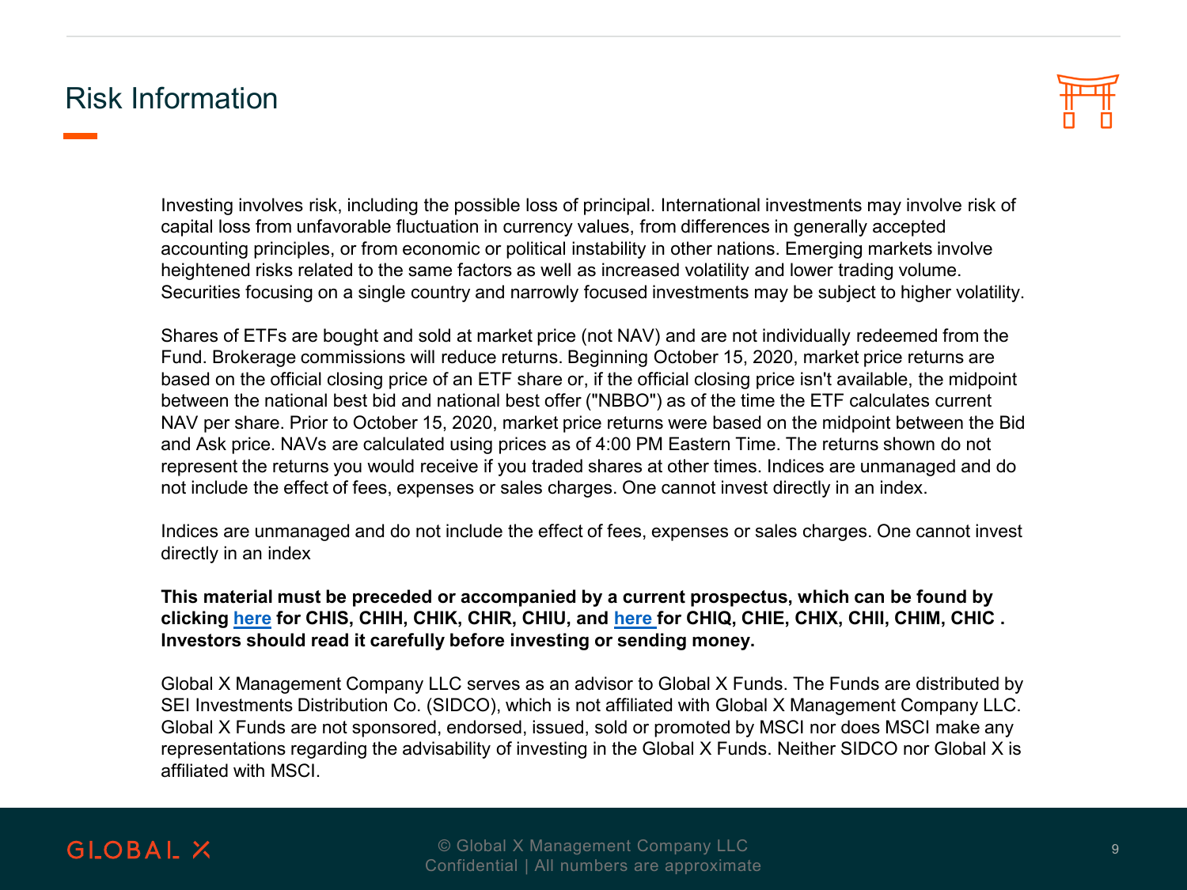# Risk Information

Investing involves risk, including the possible loss of principal. International investments may involve risk of capital loss from unfavorable fluctuation in currency values, from differences in generally accepted accounting principles, or from economic or political instability in other nations. Emerging markets involve heightened risks related to the same factors as well as increased volatility and lower trading volume. Securities focusing on a single country and narrowly focused investments may be subject to higher volatility.

Shares of ETFs are bought and sold at market price (not NAV) and are not individually redeemed from the Fund. Brokerage commissions will reduce returns. Beginning October 15, 2020, market price returns are based on the official closing price of an ETF share or, if the official closing price isn't available, the midpoint between the national best bid and national best offer ("NBBO") as of the time the ETF calculates current NAV per share. Prior to October 15, 2020, market price returns were based on the midpoint between the Bid and Ask price. NAVs are calculated using prices as of 4:00 PM Eastern Time. The returns shown do not represent the returns you would receive if you traded shares at other times. Indices are unmanaged and do not include the effect of fees, expenses or sales charges. One cannot invest directly in an index.

Indices are unmanaged and do not include the effect of fees, expenses or sales charges. One cannot invest directly in an index

**This material must be preceded or accompanied by a current prospectus, which can be found by clicking here for CHIS, CHIH, CHIK, CHIR, CHIU, and here for CHIQ, CHIE, CHIX, CHII, CHIM, CHIC . Investors should read it carefully before investing or sending money.**

Global X Management Company LLC serves as an advisor to Global X Funds. The Funds are distributed by SEI Investments Distribution Co. (SIDCO), which is not affiliated with Global X Management Company LLC. Global X Funds are not sponsored, endorsed, issued, sold or promoted by MSCI nor does MSCI make any representations regarding the advisability of investing in the Global X Funds. Neither SIDCO nor Global X is affiliated with MSCI.